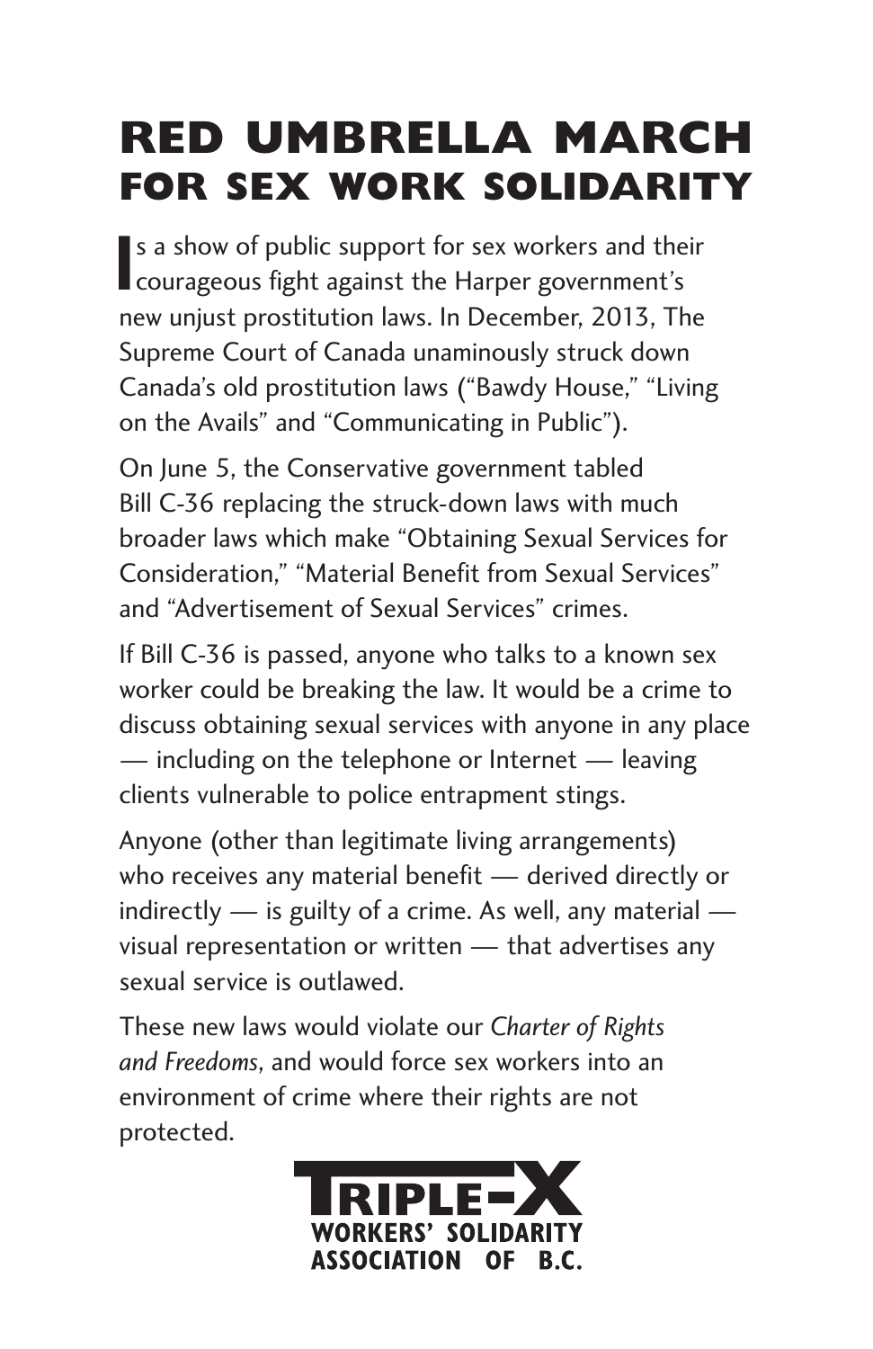# RED UMBRELLA MARCH
## FOR SEX WORK SOLIDARITY

Is a show of public support for sex workers and their courageous fight against the Harper government's new unjust prostitution laws. In December, 2013, The Supreme Court of Canada unaminously struck down Canada's old prostitution laws ("Bawdy House," "Living on the Avails" and "Communicating in Public").

On June 5, the Conservative government tabled Bill C-36 replacing the struck-down laws with much broader laws which make "Obtaining Sexual Services for Consideration," "Material Benefit from Sexual Services" and "Advertisement of Sexual Services" crimes.

If Bill C-36 is passed, anyone who talks to a known sex worker could be breaking the law. It would be a crime to discuss obtaining sexual services with anyone in any place — including on the telephone or Internet — leaving clients vulnerable to police entrapment stings.

Anyone (other than legitimate living arrangements) who receives any material benefit — derived directly or indirectly — is guilty of a crime. As well, any material — visual representation or written — that advertises any sexual service is outlawed.

These new laws would violate our *Charter of Rights and Freedoms*, and would force sex workers into an environment of crime where their rights are not protected.

**TRIPLE-X**
**WORKERS' SOLIDARITY ASSOCIATION OF B.C.**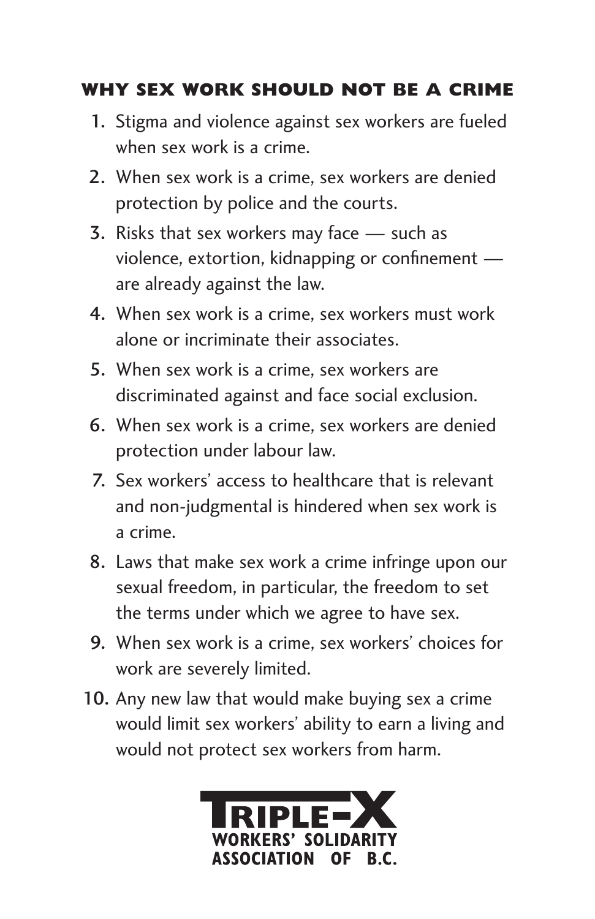## WHY SEX WORK SHOULD NOT BE A CRIME

1. Stigma and violence against sex workers are fueled when sex work is a crime.
2. When sex work is a crime, sex workers are denied protection by police and the courts.
3. Risks that sex workers may face — such as violence, extortion, kidnapping or confinement — are already against the law.
4. When sex work is a crime, sex workers must work alone or incriminate their associates.
5. When sex work is a crime, sex workers are discriminated against and face social exclusion.
6. When sex work is a crime, sex workers are denied protection under labour law.
7. Sex workers' access to healthcare that is relevant and non-judgmental is hindered when sex work is a crime.
8. Laws that make sex work a crime infringe upon our sexual freedom, in particular, the freedom to set the terms under which we agree to have sex.
9. When sex work is a crime, sex workers' choices for work are severely limited.
10. Any new law that would make buying sex a crime would limit sex workers' ability to earn a living and would not protect sex workers from harm.

TRIPLE-X
WORKERS' SOLIDARITY
ASSOCIATION OF B.C.